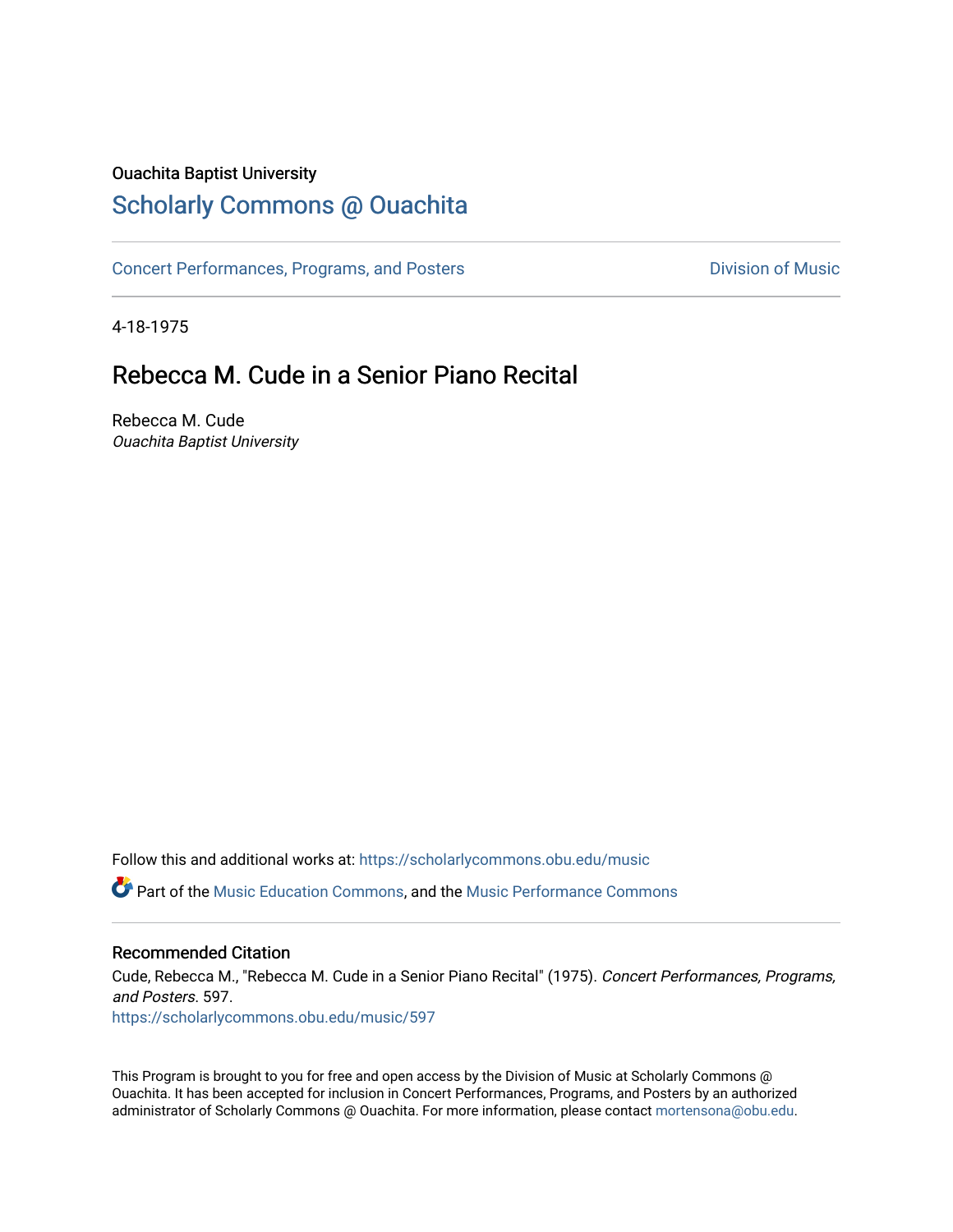Ouachita Baptist University

## Scholarly Commons @ Ouachita

Concert Performances, Programs, and Posters

Division of Music

4-18-1975

# Rebecca M. Cude in a Senior Piano Recital

Rebecca M. Cude

*Ouachita Baptist University*

Follow this and additional works at: https://scholarlycommons.obu.edu/music

Part of the Music Education Commons, and the Music Performance Commons

### Recommended Citation

Cude, Rebecca M., "Rebecca M. Cude in a Senior Piano Recital" (1975). *Concert Performances, Programs, and Posters*. 597.
https://scholarlycommons.obu.edu/music/597

This Program is brought to you for free and open access by the Division of Music at Scholarly Commons @ Ouachita. It has been accepted for inclusion in Concert Performances, Programs, and Posters by an authorized administrator of Scholarly Commons @ Ouachita. For more information, please contact mortensona@obu.edu.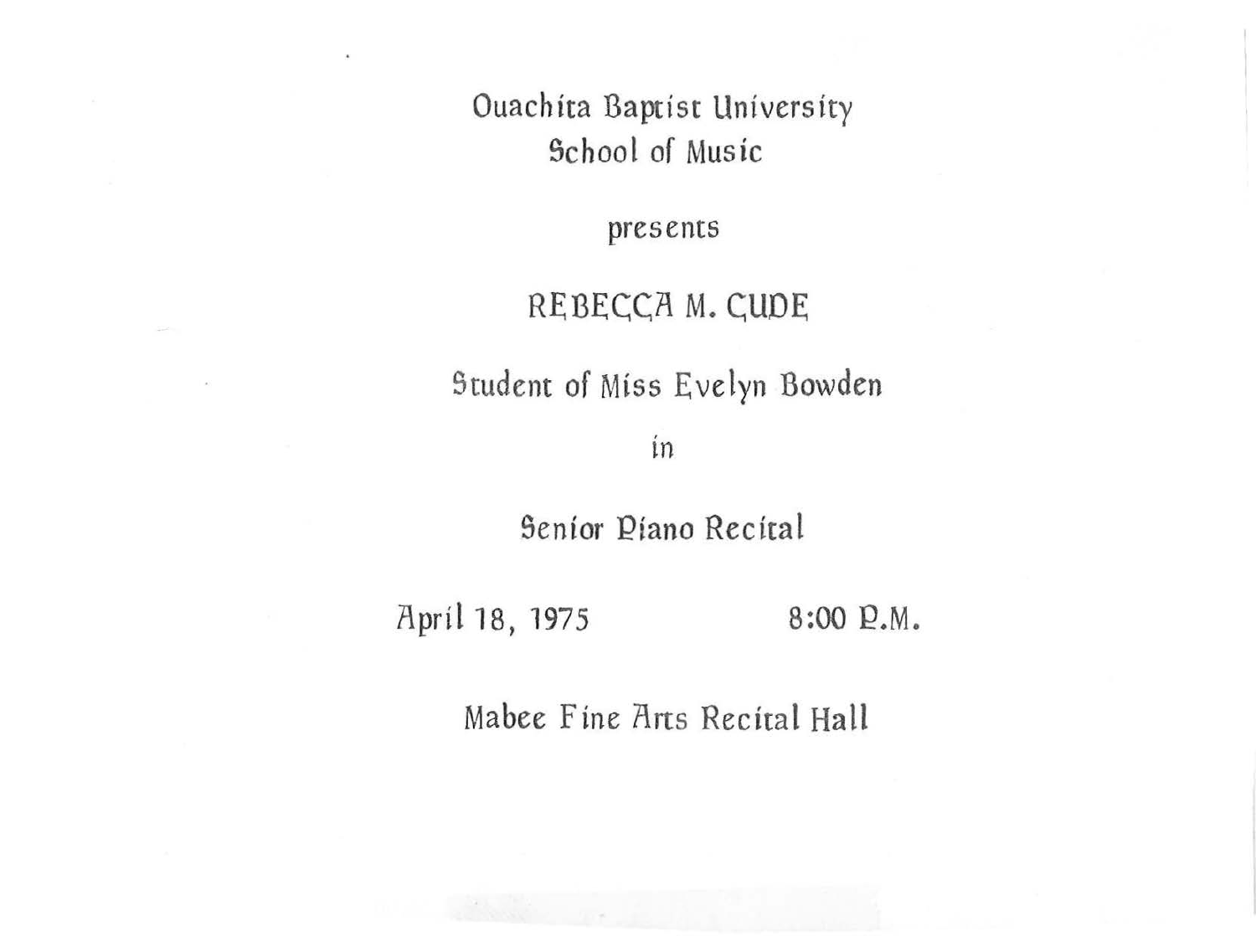Ouachita Baptist University
School of Music

presents

# REBECCA M. CUDE

Student of Miss Evelyn Bowden

in

Senior Piano Recital

April 18, 1975 8:00 P.M.

Mabee Fine Arts Recital Hall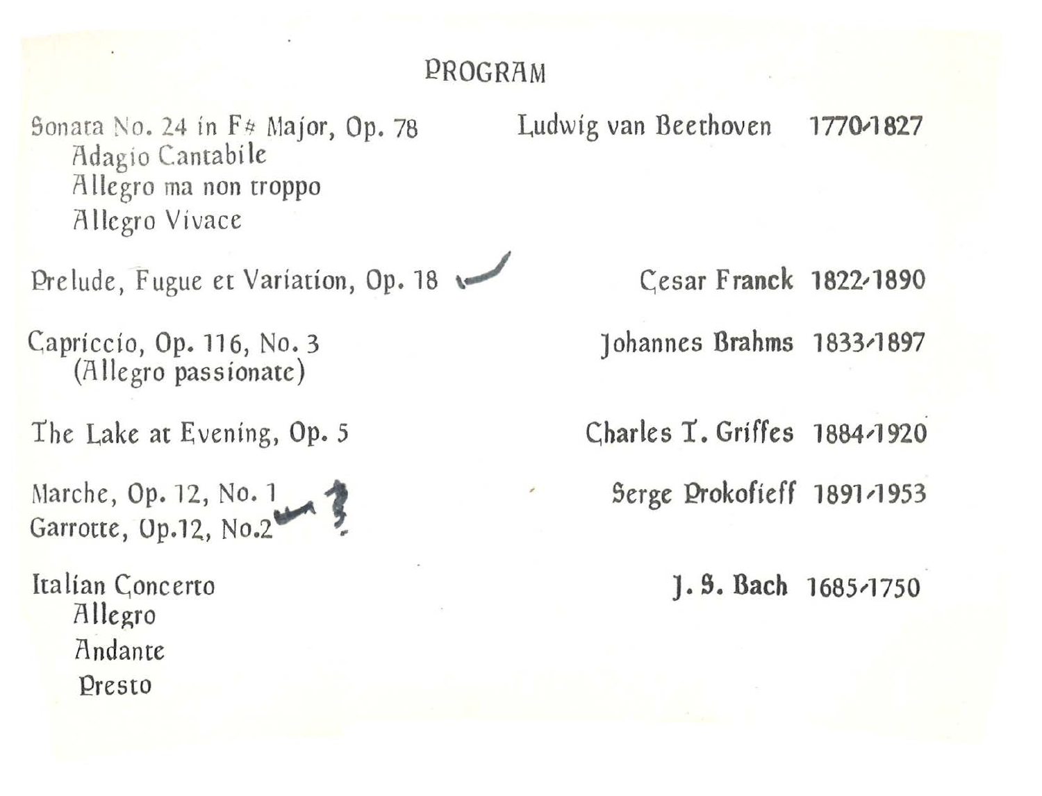# PROGRAM

| | | |
|---|---|---|
| Sonata No. 24 in F# Major, Op. 78<br>Adagio Cantabile<br>Allegro ma non troppo<br>Allegro Vivace | Ludwig van Beethoven | 1770-1827 |
| Prelude, Fugue et Variation, Op. 18 | Cesar Franck | 1822-1890 |
| Capriccio, Op. 116, No. 3<br>(Allegro passionate) | Johannes Brahms | 1833-1897 |
| The Lake at Evening, Op. 5 | Charles T. Griffes | 1884-1920 |
| Marche, Op. 12, No. 1<br>Garrotte, Op.12, No.2 | Serge Prokofieff | 1891-1953 |
| Italian Concerto<br>Allegro<br>Andante<br>Presto | J. S. Bach | 1685-1750 |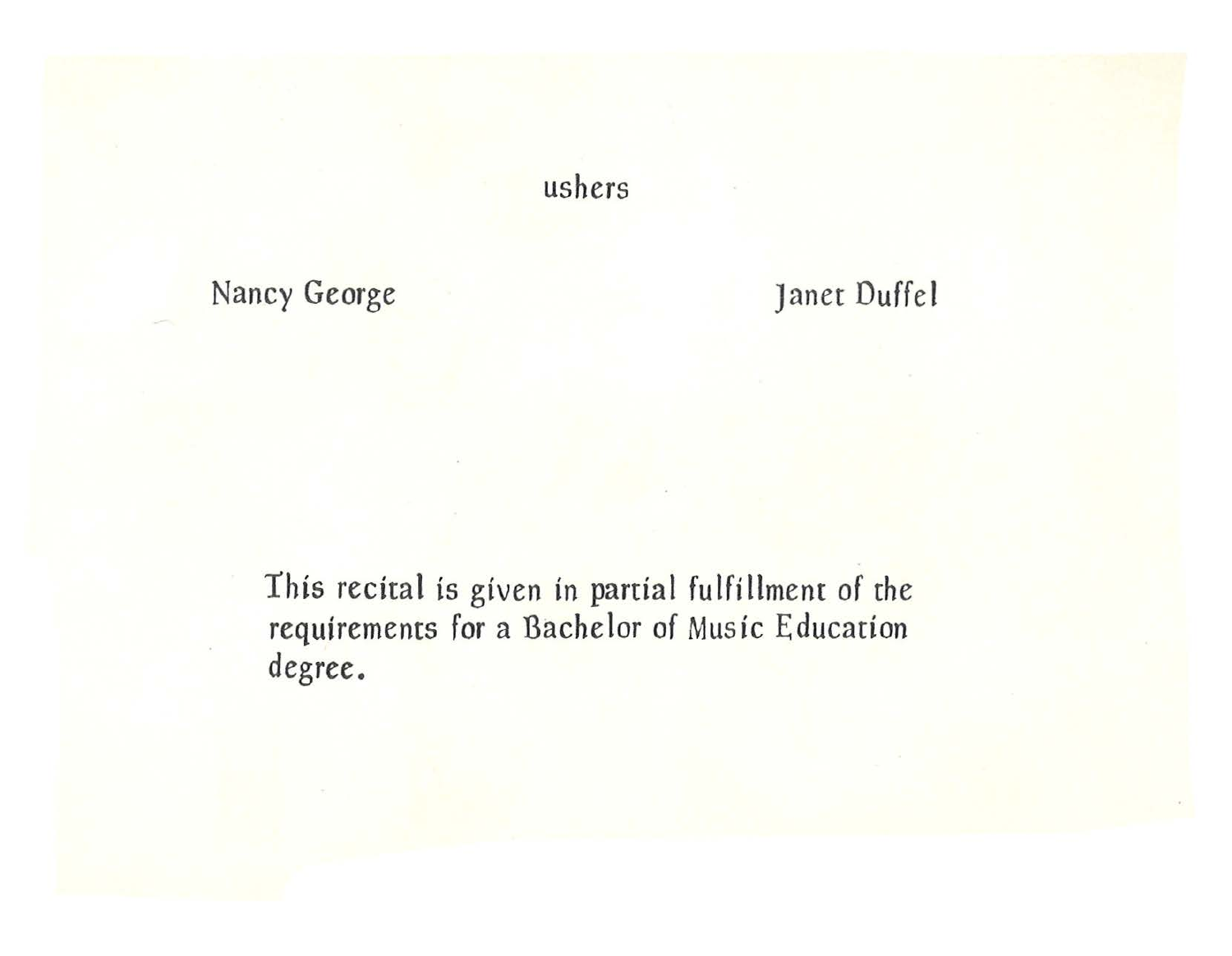ushers

Nancy George

Janet Duffel

This recital is given in partial fulfillment of the requirements for a Bachelor of Music Education degree.